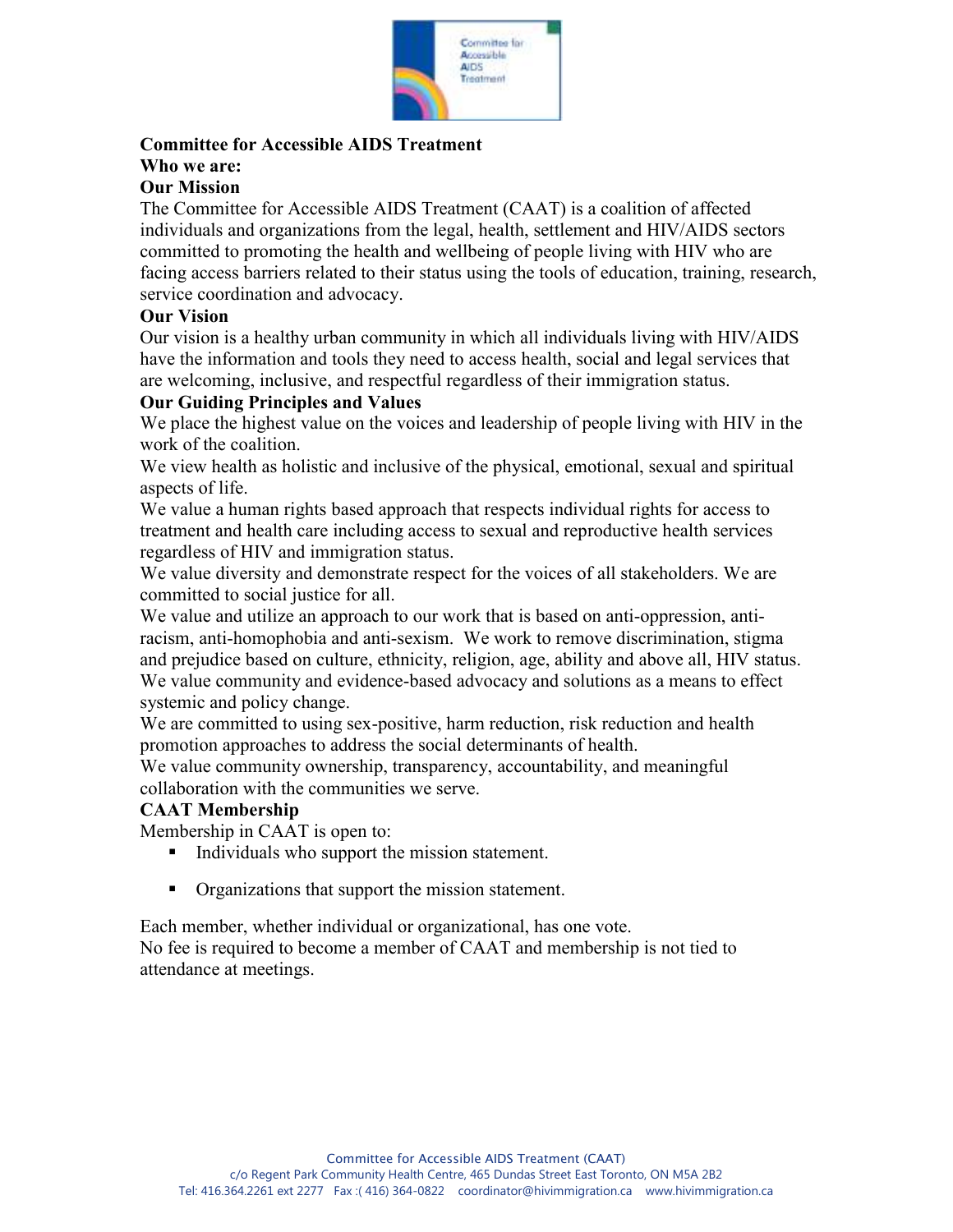# Committee for Accessible AIDS Treatment

## Who we are:

### Our Mission

The Committee for Accessible AIDS Treatment (CAAT) is a coalition of affected individuals and organizations from the legal, health, settlement and HIV/AIDS sectors committed to promoting the health and wellbeing of people living with HIV who are facing access barriers related to their status using the tools of education, training, research, service coordination and advocacy.

### Our Vision

Our vision is a healthy urban community in which all individuals living with HIV/AIDS have the information and tools they need to access health, social and legal services that are welcoming, inclusive, and respectful regardless of their immigration status.

### Our Guiding Principles and Values

We place the highest value on the voices and leadership of people living with HIV in the work of the coalition.

We view health as holistic and inclusive of the physical, emotional, sexual and spiritual aspects of life.

We value a human rights based approach that respects individual rights for access to treatment and health care including access to sexual and reproductive health services regardless of HIV and immigration status.

We value diversity and demonstrate respect for the voices of all stakeholders. We are committed to social justice for all.

We value and utilize an approach to our work that is based on anti-oppression, anti-racism, anti-homophobia and anti-sexism. We work to remove discrimination, stigma and prejudice based on culture, ethnicity, religion, age, ability and above all, HIV status.

We value community and evidence-based advocacy and solutions as a means to effect systemic and policy change.

We are committed to using sex-positive, harm reduction, risk reduction and health promotion approaches to address the social determinants of health.

We value community ownership, transparency, accountability, and meaningful collaboration with the communities we serve.

### CAAT Membership

Membership in CAAT is open to:

- Individuals who support the mission statement.
- Organizations that support the mission statement.

Each member, whether individual or organizational, has one vote.

No fee is required to become a member of CAAT and membership is not tied to attendance at meetings.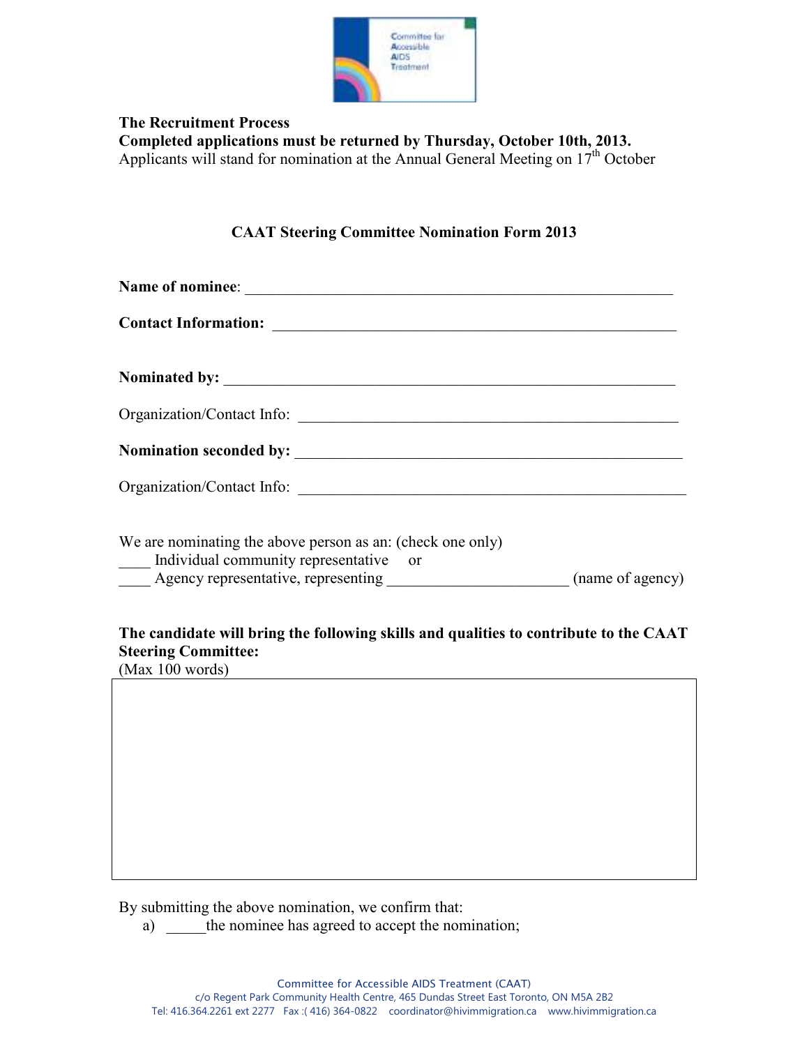**The Recruitment Process**

**Completed applications must be returned by Thursday, October 10th, 2013.**

Applicants will stand for nomination at the Annual General Meeting on 17th October

## CAAT Steering Committee Nomination Form 2013

**Name of nominee**: \_\_\_\_\_\_\_\_\_\_\_\_\_\_\_\_\_\_\_\_\_\_\_\_\_\_\_\_\_\_\_\_\_\_\_\_\_\_\_\_\_\_\_\_\_\_\_\_\_\_\_\_

**Contact Information:** \_\_\_\_\_\_\_\_\_\_\_\_\_\_\_\_\_\_\_\_\_\_\_\_\_\_\_\_\_\_\_\_\_\_\_\_\_\_\_\_\_\_\_\_\_\_\_\_

**Nominated by:** \_\_\_\_\_\_\_\_\_\_\_\_\_\_\_\_\_\_\_\_\_\_\_\_\_\_\_\_\_\_\_\_\_\_\_\_\_\_\_\_\_\_\_\_\_\_\_\_\_\_\_\_\_\_

Organization/Contact Info: \_\_\_\_\_\_\_\_\_\_\_\_\_\_\_\_\_\_\_\_\_\_\_\_\_\_\_\_\_\_\_\_\_\_\_\_\_\_\_\_\_\_\_\_\_\_

**Nomination seconded by:** \_\_\_\_\_\_\_\_\_\_\_\_\_\_\_\_\_\_\_\_\_\_\_\_\_\_\_\_\_\_\_\_\_\_\_\_\_\_\_\_\_\_\_\_\_

Organization/Contact Info: \_\_\_\_\_\_\_\_\_\_\_\_\_\_\_\_\_\_\_\_\_\_\_\_\_\_\_\_\_\_\_\_\_\_\_\_\_\_\_\_\_\_\_\_\_\_\_

We are nominating the above person as an: (check one only)

\_\_\_\_ Individual community representative or

\_\_\_\_ Agency representative, representing \_\_\_\_\_\_\_\_\_\_\_\_\_\_\_\_\_\_\_\_\_\_ (name of agency)

**The candidate will bring the following skills and qualities to contribute to the CAAT Steering Committee:**

(Max 100 words)

| |
|---|
| |

By submitting the above nomination, we confirm that:

a) \_\_\_\_\_the nominee has agreed to accept the nomination;

Committee for Accessible AIDS Treatment (CAAT)
c/o Regent Park Community Health Centre, 465 Dundas Street East Toronto, ON M5A 2B2
Tel: 416.364.2261 ext 2277 Fax :( 416) 364-0822 coordinator@hivimmigration.ca www.hivimmigration.ca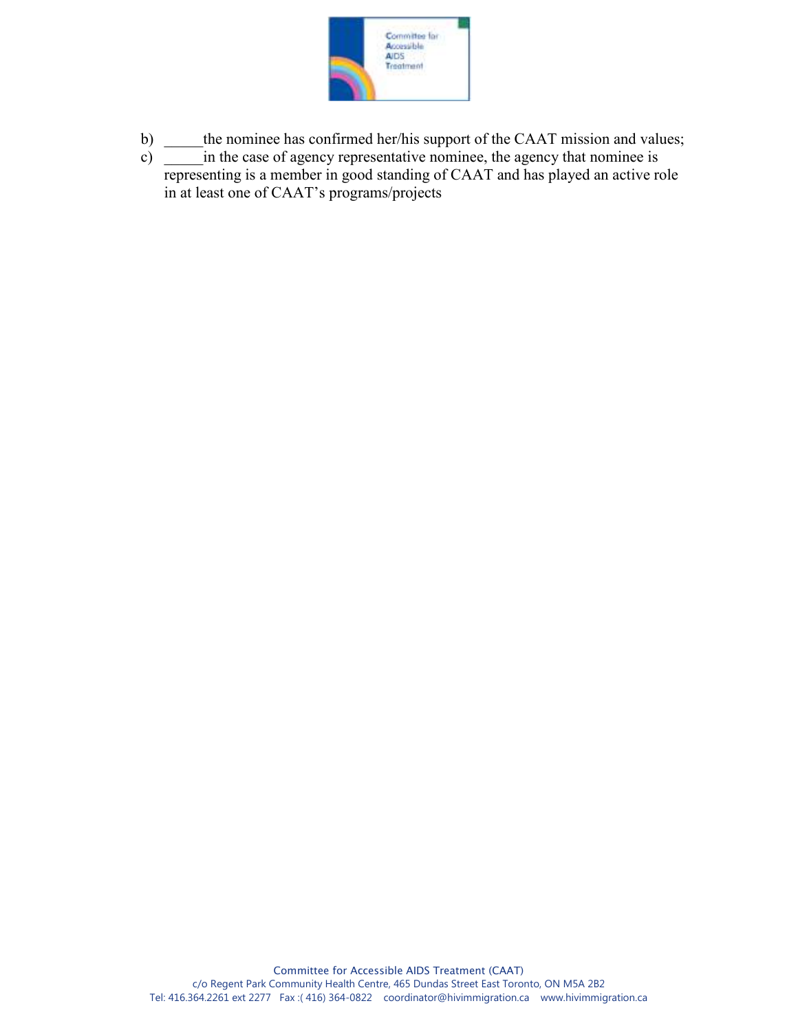b) _____the nominee has confirmed her/his support of the CAAT mission and values;

c) _____in the case of agency representative nominee, the agency that nominee is representing is a member in good standing of CAAT and has played an active role in at least one of CAAT's programs/projects